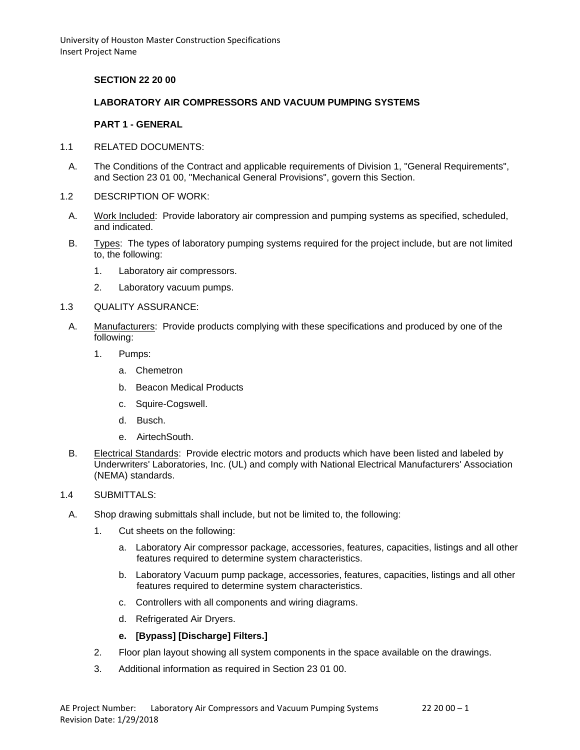## SECTION 22 20 00

## LABORATORY AIR COMPRESSORS AND VACUUM PUMPING SYSTEMS

### PART 1 - GENERAL

1.1 RELATED DOCUMENTS:

A. The Conditions of the Contract and applicable requirements of Division 1, "General Requirements", and Section 23 01 00, "Mechanical General Provisions", govern this Section.

1.2 DESCRIPTION OF WORK:

A. Work Included: Provide laboratory air compression and pumping systems as specified, scheduled, and indicated.

B. Types: The types of laboratory pumping systems required for the project include, but are not limited to, the following:

1. Laboratory air compressors.
2. Laboratory vacuum pumps.

1.3 QUALITY ASSURANCE:

A. Manufacturers: Provide products complying with these specifications and produced by one of the following:

1. Pumps:
   a. Chemetron
   b. Beacon Medical Products
   c. Squire-Cogswell.
   d. Busch.
   e. AirtechSouth.

B. Electrical Standards: Provide electric motors and products which have been listed and labeled by Underwriters' Laboratories, Inc. (UL) and comply with National Electrical Manufacturers' Association (NEMA) standards.

1.4 SUBMITTALS:

A. Shop drawing submittals shall include, but not be limited to, the following:

1. Cut sheets on the following:
   a. Laboratory Air compressor package, accessories, features, capacities, listings and all other features required to determine system characteristics.
   b. Laboratory Vacuum pump package, accessories, features, capacities, listings and all other features required to determine system characteristics.
   c. Controllers with all components and wiring diagrams.
   d. Refrigerated Air Dryers.
   **e. [Bypass] [Discharge] Filters.]**
2. Floor plan layout showing all system components in the space available on the drawings.
3. Additional information as required in Section 23 01 00.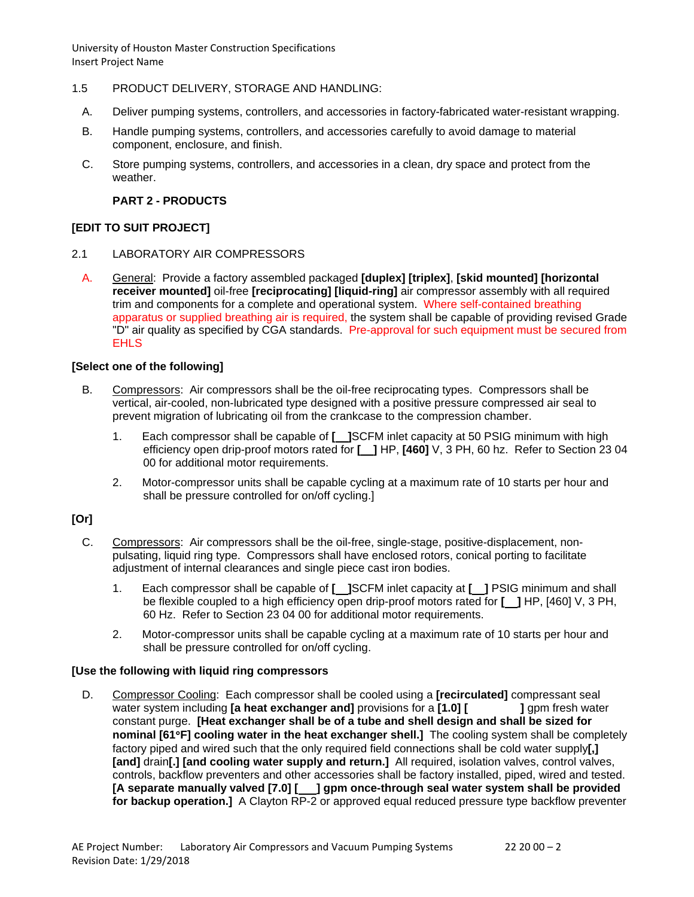1.5 PRODUCT DELIVERY, STORAGE AND HANDLING:

A. Deliver pumping systems, controllers, and accessories in factory-fabricated water-resistant wrapping.

B. Handle pumping systems, controllers, and accessories carefully to avoid damage to material component, enclosure, and finish.

C. Store pumping systems, controllers, and accessories in a clean, dry space and protect from the weather.

## PART 2 - PRODUCTS

**[EDIT TO SUIT PROJECT]**

### 2.1 LABORATORY AIR COMPRESSORS

A. General: Provide a factory assembled packaged **[duplex] [triplex]**, **[skid mounted] [horizontal receiver mounted]** oil-free **[reciprocating] [liquid-ring]** air compressor assembly with all required trim and components for a complete and operational system. Where self-contained breathing apparatus or supplied breathing air is required, the system shall be capable of providing revised Grade "D" air quality as specified by CGA standards. Pre-approval for such equipment must be secured from EHLS

**[Select one of the following]**

B. Compressors: Air compressors shall be the oil-free reciprocating types. Compressors shall be vertical, air-cooled, non-lubricated type designed with a positive pressure compressed air seal to prevent migration of lubricating oil from the crankcase to the compression chamber.

1. Each compressor shall be capable of **[__]**SCFM inlet capacity at 50 PSIG minimum with high efficiency open drip-proof motors rated for **[__]** HP, **[460]** V, 3 PH, 60 hz. Refer to Section 23 04 00 for additional motor requirements.

2. Motor-compressor units shall be capable cycling at a maximum rate of 10 starts per hour and shall be pressure controlled for on/off cycling.]

**[Or]**

C. Compressors: Air compressors shall be the oil-free, single-stage, positive-displacement, non-pulsating, liquid ring type. Compressors shall have enclosed rotors, conical porting to facilitate adjustment of internal clearances and single piece cast iron bodies.

1. Each compressor shall be capable of **[__]**SCFM inlet capacity at **[__]** PSIG minimum and shall be flexible coupled to a high efficiency open drip-proof motors rated for **[__]** HP, [460] V, 3 PH, 60 Hz. Refer to Section 23 04 00 for additional motor requirements.

2. Motor-compressor units shall be capable cycling at a maximum rate of 10 starts per hour and shall be pressure controlled for on/off cycling.

**[Use the following with liquid ring compressors**

D. Compressor Cooling: Each compressor shall be cooled using a **[recirculated]** compressant seal water system including **[a heat exchanger and]** provisions for a **[1.0] [ ]** gpm fresh water constant purge. **[Heat exchanger shall be of a tube and shell design and shall be sized for nominal [61°F] cooling water in the heat exchanger shell.]** The cooling system shall be completely factory piped and wired such that the only required field connections shall be cold water supply**[,] [and]** drain**[.] [and cooling water supply and return.]** All required, isolation valves, control valves, controls, backflow preventers and other accessories shall be factory installed, piped, wired and tested. **[A separate manually valved [7.0] [___] gpm once-through seal water system shall be provided for backup operation.]** A Clayton RP-2 or approved equal reduced pressure type backflow preventer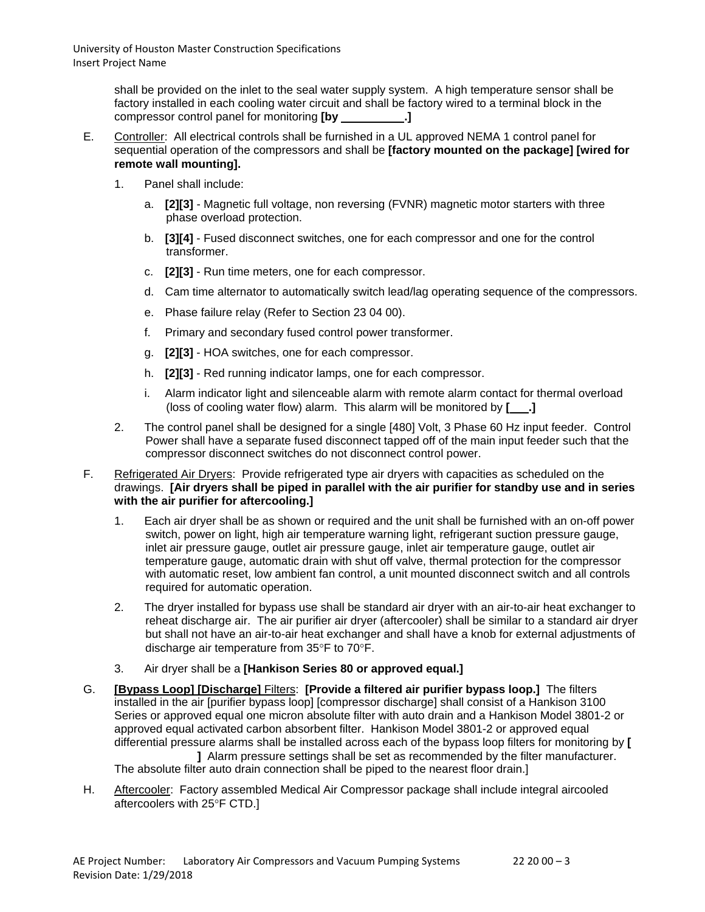shall be provided on the inlet to the seal water supply system. A high temperature sensor shall be factory installed in each cooling water circuit and shall be factory wired to a terminal block in the compressor control panel for monitoring **[by \_\_\_\_\_\_\_\_\_\_.]**

E. Controller: All electrical controls shall be furnished in a UL approved NEMA 1 control panel for sequential operation of the compressors and shall be **[factory mounted on the package] [wired for remote wall mounting].**

1. Panel shall include:

   a. **[2][3]** - Magnetic full voltage, non reversing (FVNR) magnetic motor starters with three phase overload protection.

   b. **[3][4]** - Fused disconnect switches, one for each compressor and one for the control transformer.

   c. **[2][3]** - Run time meters, one for each compressor.

   d. Cam time alternator to automatically switch lead/lag operating sequence of the compressors.

   e. Phase failure relay (Refer to Section 23 04 00).

   f. Primary and secondary fused control power transformer.

   g. **[2][3]** - HOA switches, one for each compressor.

   h. **[2][3]** - Red running indicator lamps, one for each compressor.

   i. Alarm indicator light and silenceable alarm with remote alarm contact for thermal overload (loss of cooling water flow) alarm. This alarm will be monitored by **[\_\_\_.]**

2. The control panel shall be designed for a single [480] Volt, 3 Phase 60 Hz input feeder. Control Power shall have a separate fused disconnect tapped off of the main input feeder such that the compressor disconnect switches do not disconnect control power.

F. Refrigerated Air Dryers: Provide refrigerated type air dryers with capacities as scheduled on the drawings. **[Air dryers shall be piped in parallel with the air purifier for standby use and in series with the air purifier for aftercooling.]**

1. Each air dryer shall be as shown or required and the unit shall be furnished with an on-off power switch, power on light, high air temperature warning light, refrigerant suction pressure gauge, inlet air pressure gauge, outlet air pressure gauge, inlet air temperature gauge, outlet air temperature gauge, automatic drain with shut off valve, thermal protection for the compressor with automatic reset, low ambient fan control, a unit mounted disconnect switch and all controls required for automatic operation.

2. The dryer installed for bypass use shall be standard air dryer with an air-to-air heat exchanger to reheat discharge air. The air purifier air dryer (aftercooler) shall be similar to a standard air dryer but shall not have an air-to-air heat exchanger and shall have a knob for external adjustments of discharge air temperature from 35°F to 70°F.

3. Air dryer shall be a **[Hankison Series 80 or approved equal.]**

G. **[Bypass Loop] [Discharge]** Filters: **[Provide a filtered air purifier bypass loop.]** The filters installed in the air [purifier bypass loop] [compressor discharge] shall consist of a Hankison 3100 Series or approved equal one micron absolute filter with auto drain and a Hankison Model 3801-2 or approved equal activated carbon absorbent filter. Hankison Model 3801-2 or approved equal differential pressure alarms shall be installed across each of the bypass loop filters for monitoring by **[ ]** Alarm pressure settings shall be set as recommended by the filter manufacturer. The absolute filter auto drain connection shall be piped to the nearest floor drain.]

H. Aftercooler: Factory assembled Medical Air Compressor package shall include integral aircooled aftercoolers with 25°F CTD.]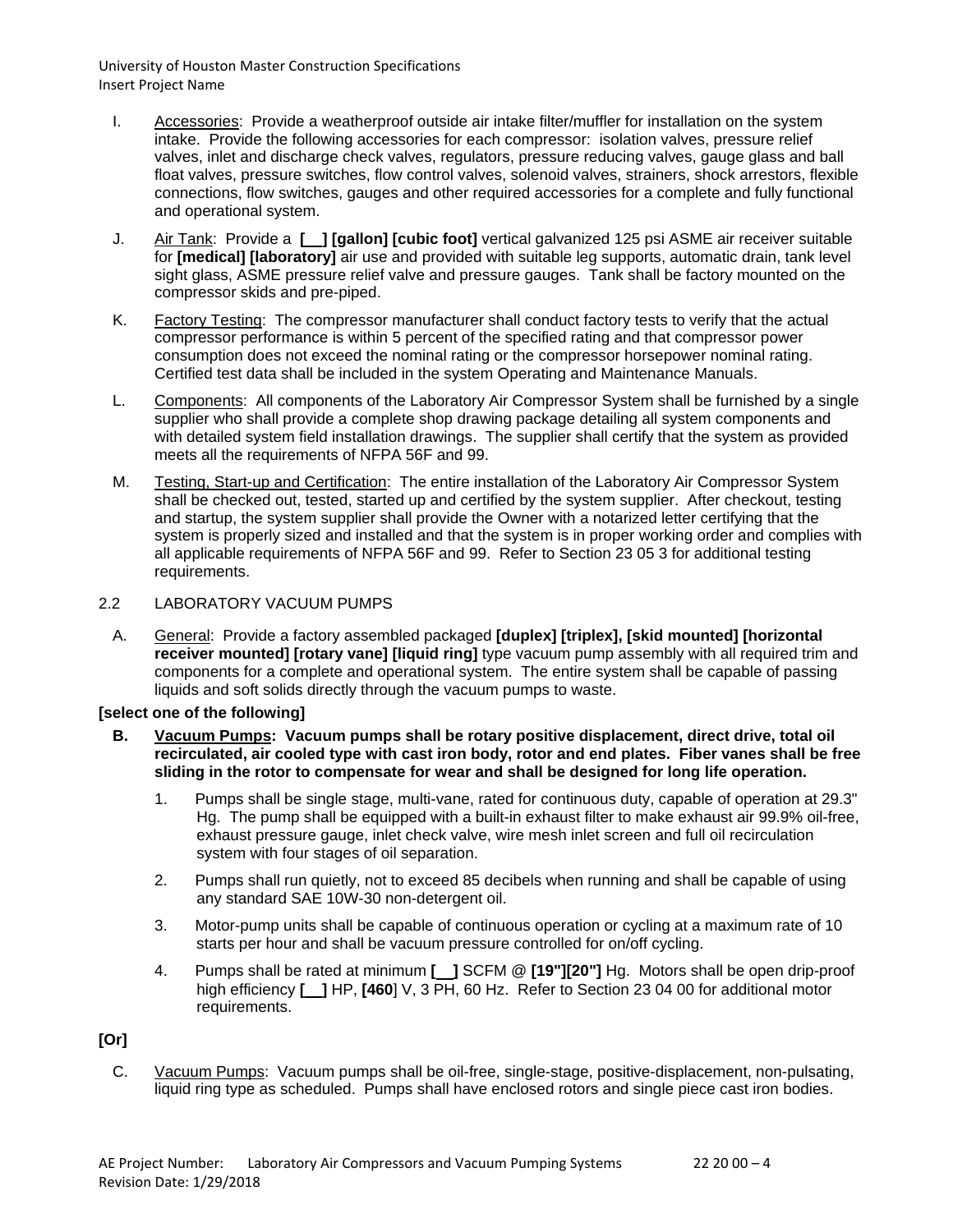I. Accessories: Provide a weatherproof outside air intake filter/muffler for installation on the system intake. Provide the following accessories for each compressor: isolation valves, pressure relief valves, inlet and discharge check valves, regulators, pressure reducing valves, gauge glass and ball float valves, pressure switches, flow control valves, solenoid valves, strainers, shock arrestors, flexible connections, flow switches, gauges and other required accessories for a complete and fully functional and operational system.

J. Air Tank: Provide a **[__] [gallon] [cubic foot]** vertical galvanized 125 psi ASME air receiver suitable for **[medical] [laboratory]** air use and provided with suitable leg supports, automatic drain, tank level sight glass, ASME pressure relief valve and pressure gauges. Tank shall be factory mounted on the compressor skids and pre-piped.

K. Factory Testing: The compressor manufacturer shall conduct factory tests to verify that the actual compressor performance is within 5 percent of the specified rating and that compressor power consumption does not exceed the nominal rating or the compressor horsepower nominal rating. Certified test data shall be included in the system Operating and Maintenance Manuals.

L. Components: All components of the Laboratory Air Compressor System shall be furnished by a single supplier who shall provide a complete shop drawing package detailing all system components and with detailed system field installation drawings. The supplier shall certify that the system as provided meets all the requirements of NFPA 56F and 99.

M. Testing, Start-up and Certification: The entire installation of the Laboratory Air Compressor System shall be checked out, tested, started up and certified by the system supplier. After checkout, testing and startup, the system supplier shall provide the Owner with a notarized letter certifying that the system is properly sized and installed and that the system is in proper working order and complies with all applicable requirements of NFPA 56F and 99. Refer to Section 23 05 3 for additional testing requirements.

## 2.2 LABORATORY VACUUM PUMPS

A. General: Provide a factory assembled packaged **[duplex] [triplex], [skid mounted] [horizontal receiver mounted] [rotary vane] [liquid ring]** type vacuum pump assembly with all required trim and components for a complete and operational system. The entire system shall be capable of passing liquids and soft solids directly through the vacuum pumps to waste.

**[select one of the following]**

**B. Vacuum Pumps: Vacuum pumps shall be rotary positive displacement, direct drive, total oil recirculated, air cooled type with cast iron body, rotor and end plates. Fiber vanes shall be free sliding in the rotor to compensate for wear and shall be designed for long life operation.**

1. Pumps shall be single stage, multi-vane, rated for continuous duty, capable of operation at 29.3" Hg. The pump shall be equipped with a built-in exhaust filter to make exhaust air 99.9% oil-free, exhaust pressure gauge, inlet check valve, wire mesh inlet screen and full oil recirculation system with four stages of oil separation.

2. Pumps shall run quietly, not to exceed 85 decibels when running and shall be capable of using any standard SAE 10W-30 non-detergent oil.

3. Motor-pump units shall be capable of continuous operation or cycling at a maximum rate of 10 starts per hour and shall be vacuum pressure controlled for on/off cycling.

4. Pumps shall be rated at minimum **[__]** SCFM @ **[19"][20"]** Hg. Motors shall be open drip-proof high efficiency **[__]** HP, **[460]** V, 3 PH, 60 Hz. Refer to Section 23 04 00 for additional motor requirements.

**[Or]**

C. Vacuum Pumps: Vacuum pumps shall be oil-free, single-stage, positive-displacement, non-pulsating, liquid ring type as scheduled. Pumps shall have enclosed rotors and single piece cast iron bodies.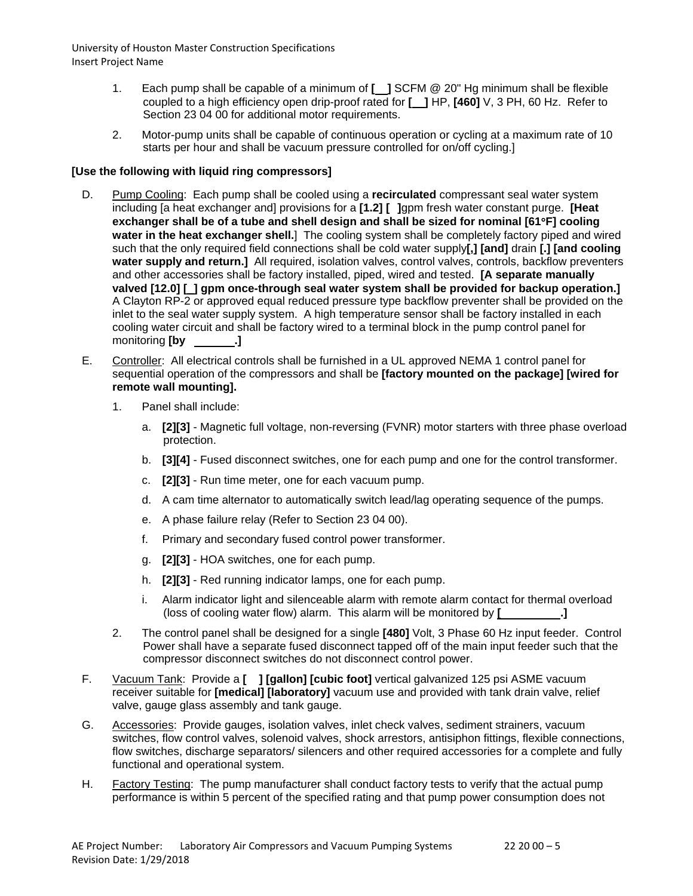1. Each pump shall be capable of a minimum of **[__]** SCFM @ 20" Hg minimum shall be flexible coupled to a high efficiency open drip-proof rated for **[__]** HP, **[460]** V, 3 PH, 60 Hz. Refer to Section 23 04 00 for additional motor requirements.

2. Motor-pump units shall be capable of continuous operation or cycling at a maximum rate of 10 starts per hour and shall be vacuum pressure controlled for on/off cycling.]

**[Use the following with liquid ring compressors]**

D. Pump Cooling: Each pump shall be cooled using a **recirculated** compressant seal water system including [a heat exchanger and] provisions for a **[1.2] [ ]**gpm fresh water constant purge. **[Heat exchanger shall be of a tube and shell design and shall be sized for nominal [61°F] cooling water in the heat exchanger shell.**] The cooling system shall be completely factory piped and wired such that the only required field connections shall be cold water supply**[,] [and]** drain **[.] [and cooling water supply and return.]** All required, isolation valves, control valves, controls, backflow preventers and other accessories shall be factory installed, piped, wired and tested. **[A separate manually valved [12.0] [_] gpm once-through seal water system shall be provided for backup operation.]** A Clayton RP-2 or approved equal reduced pressure type backflow preventer shall be provided on the inlet to the seal water supply system. A high temperature sensor shall be factory installed in each cooling water circuit and shall be factory wired to a terminal block in the pump control panel for monitoring **[by _______.]**

E. Controller: All electrical controls shall be furnished in a UL approved NEMA 1 control panel for sequential operation of the compressors and shall be **[factory mounted on the package] [wired for remote wall mounting].**

1. Panel shall include:

   a. **[2][3]** - Magnetic full voltage, non-reversing (FVNR) motor starters with three phase overload protection.

   b. **[3][4]** - Fused disconnect switches, one for each pump and one for the control transformer.

   c. **[2][3]** - Run time meter, one for each vacuum pump.

   d. A cam time alternator to automatically switch lead/lag operating sequence of the pumps.

   e. A phase failure relay (Refer to Section 23 04 00).

   f. Primary and secondary fused control power transformer.

   g. **[2][3]** - HOA switches, one for each pump.

   h. **[2][3]** - Red running indicator lamps, one for each pump.

   i. Alarm indicator light and silenceable alarm with remote alarm contact for thermal overload (loss of cooling water flow) alarm. This alarm will be monitored by **[_________.]**

2. The control panel shall be designed for a single **[480]** Volt, 3 Phase 60 Hz input feeder. Control Power shall have a separate fused disconnect tapped off of the main input feeder such that the compressor disconnect switches do not disconnect control power.

F. Vacuum Tank: Provide a **[ ] [gallon] [cubic foot]** vertical galvanized 125 psi ASME vacuum receiver suitable for **[medical] [laboratory]** vacuum use and provided with tank drain valve, relief valve, gauge glass assembly and tank gauge.

G. Accessories: Provide gauges, isolation valves, inlet check valves, sediment strainers, vacuum switches, flow control valves, solenoid valves, shock arrestors, antisiphon fittings, flexible connections, flow switches, discharge separators/ silencers and other required accessories for a complete and fully functional and operational system.

H. Factory Testing: The pump manufacturer shall conduct factory tests to verify that the actual pump performance is within 5 percent of the specified rating and that pump power consumption does not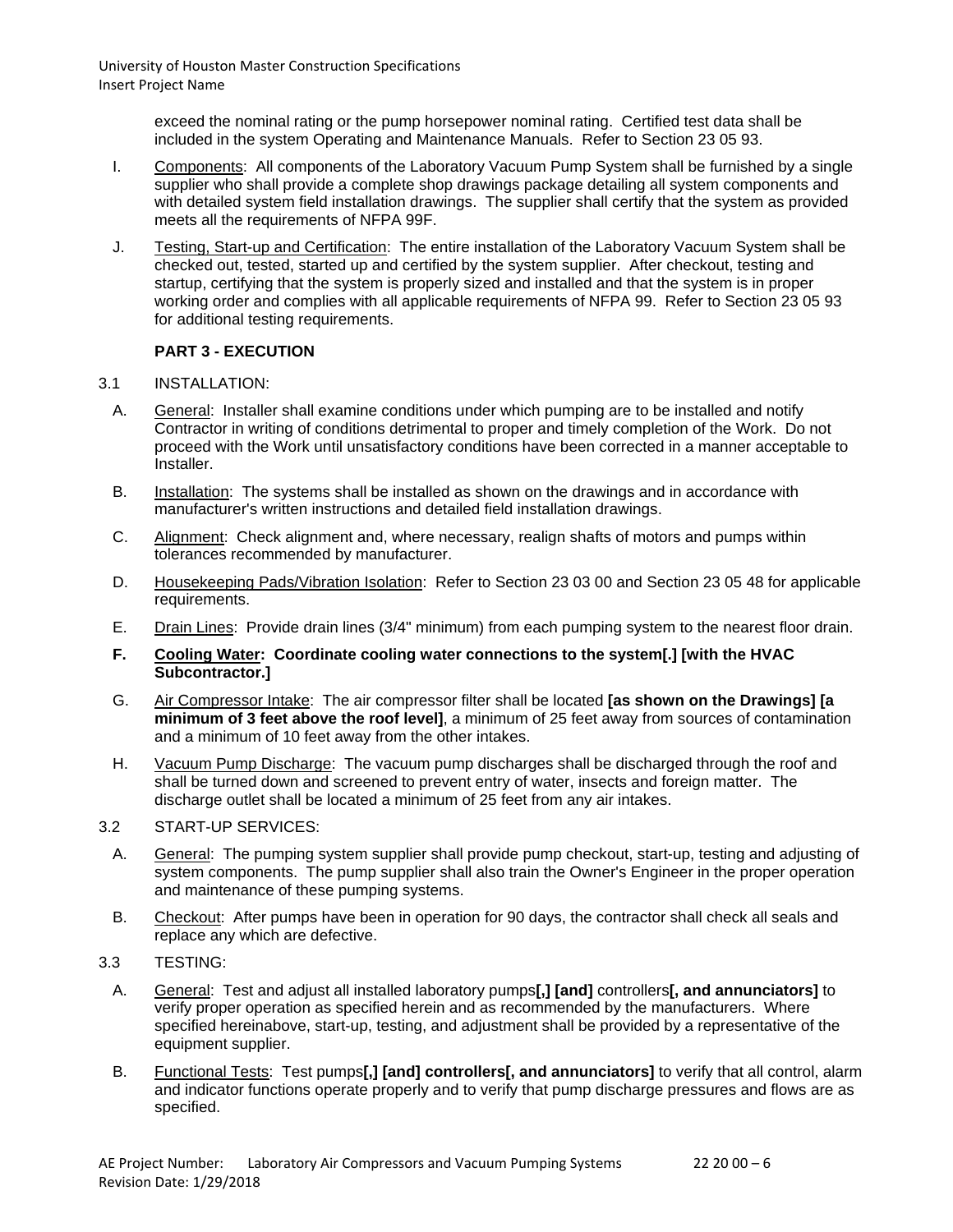exceed the nominal rating or the pump horsepower nominal rating. Certified test data shall be included in the system Operating and Maintenance Manuals. Refer to Section 23 05 93.

I. Components: All components of the Laboratory Vacuum Pump System shall be furnished by a single supplier who shall provide a complete shop drawings package detailing all system components and with detailed system field installation drawings. The supplier shall certify that the system as provided meets all the requirements of NFPA 99F.

J. Testing, Start-up and Certification: The entire installation of the Laboratory Vacuum System shall be checked out, tested, started up and certified by the system supplier. After checkout, testing and startup, certifying that the system is properly sized and installed and that the system is in proper working order and complies with all applicable requirements of NFPA 99. Refer to Section 23 05 93 for additional testing requirements.

## PART 3 - EXECUTION

### 3.1 INSTALLATION:

A. General: Installer shall examine conditions under which pumping are to be installed and notify Contractor in writing of conditions detrimental to proper and timely completion of the Work. Do not proceed with the Work until unsatisfactory conditions have been corrected in a manner acceptable to Installer.

B. Installation: The systems shall be installed as shown on the drawings and in accordance with manufacturer's written instructions and detailed field installation drawings.

C. Alignment: Check alignment and, where necessary, realign shafts of motors and pumps within tolerances recommended by manufacturer.

D. Housekeeping Pads/Vibration Isolation: Refer to Section 23 03 00 and Section 23 05 48 for applicable requirements.

E. Drain Lines: Provide drain lines (3/4" minimum) from each pumping system to the nearest floor drain.

**F. Cooling Water: Coordinate cooling water connections to the system[.] [with the HVAC Subcontractor.]**

G. Air Compressor Intake: The air compressor filter shall be located **[as shown on the Drawings] [a minimum of 3 feet above the roof level]**, a minimum of 25 feet away from sources of contamination and a minimum of 10 feet away from the other intakes.

H. Vacuum Pump Discharge: The vacuum pump discharges shall be discharged through the roof and shall be turned down and screened to prevent entry of water, insects and foreign matter. The discharge outlet shall be located a minimum of 25 feet from any air intakes.

### 3.2 START-UP SERVICES:

A. General: The pumping system supplier shall provide pump checkout, start-up, testing and adjusting of system components. The pump supplier shall also train the Owner's Engineer in the proper operation and maintenance of these pumping systems.

B. Checkout: After pumps have been in operation for 90 days, the contractor shall check all seals and replace any which are defective.

### 3.3 TESTING:

A. General: Test and adjust all installed laboratory pumps**[,] [and]** controllers**[, and annunciators]** to verify proper operation as specified herein and as recommended by the manufacturers. Where specified hereinabove, start-up, testing, and adjustment shall be provided by a representative of the equipment supplier.

B. Functional Tests: Test pumps**[,] [and] controllers[, and annunciators]** to verify that all control, alarm and indicator functions operate properly and to verify that pump discharge pressures and flows are as specified.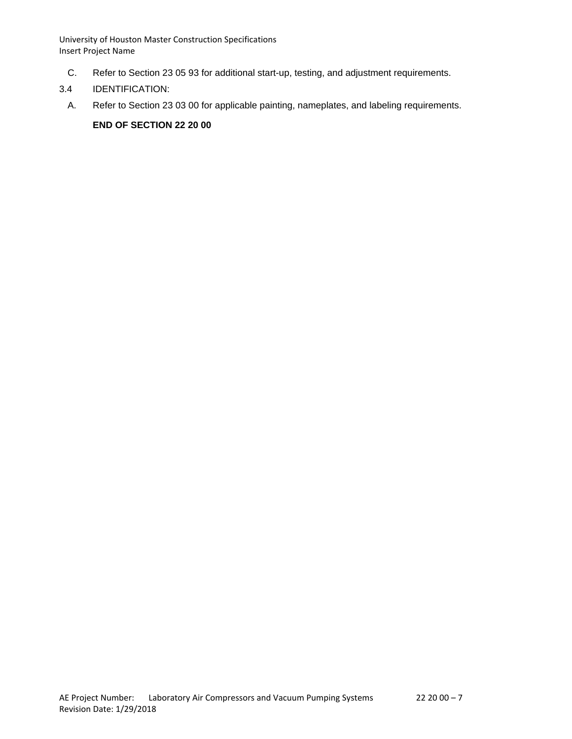C. Refer to Section 23 05 93 for additional start-up, testing, and adjustment requirements.

3.4 IDENTIFICATION:

A. Refer to Section 23 03 00 for applicable painting, nameplates, and labeling requirements.

**END OF SECTION 22 20 00**